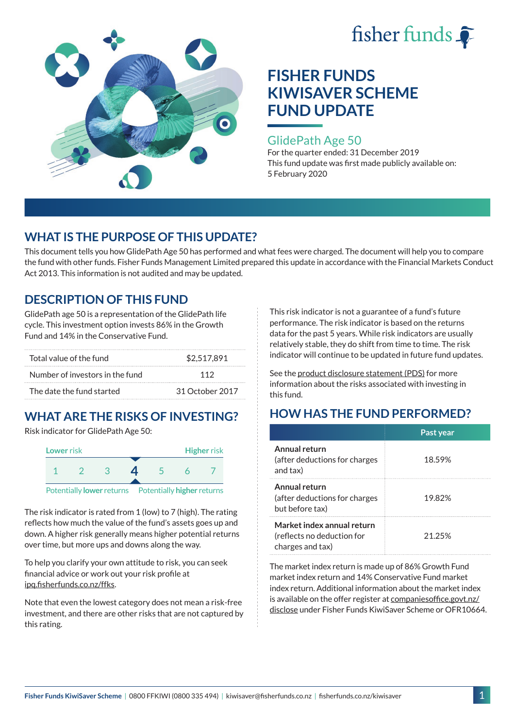fisher funds

# FISHER FUNDS KIWISAVER SCHEME FUND UPDATE

## GlidePath Age 50

For the quarter ended: 31 December 2019
This fund update was first made publicly available on: 5 February 2020

## WHAT IS THE PURPOSE OF THIS UPDATE?

This document tells you how GlidePath Age 50 has performed and what fees were charged. The document will help you to compare the fund with other funds. Fisher Funds Management Limited prepared this update in accordance with the Financial Markets Conduct Act 2013. This information is not audited and may be updated.

## DESCRIPTION OF THIS FUND

GlidePath age 50 is a representation of the GlidePath life cycle. This investment option invests 86% in the Growth Fund and 14% in the Conservative Fund.

| | |
|---|---|
| Total value of the fund | $2,517,891 |
| Number of investors in the fund | 112 |
| The date the fund started | 31 October 2017 |

## WHAT ARE THE RISKS OF INVESTING?

Risk indicator for GlidePath Age 50:

| Lower risk | | | | | | Higher risk |
|---|---|---|---|---|---|---|
| 1 | 2 | 3 | **4** | 5 | 6 | 7 |

Potentially **lower** returns — Potentially **higher** returns

The risk indicator is rated from 1 (low) to 7 (high). The rating reflects how much the value of the fund's assets goes up and down. A higher risk generally means higher potential returns over time, but more ups and downs along the way.

To help you clarify your own attitude to risk, you can seek financial advice or work out your risk profile at ipq.fisherfunds.co.nz/ffks.

Note that even the lowest category does not mean a risk-free investment, and there are other risks that are not captured by this rating.

This risk indicator is not a guarantee of a fund's future performance. The risk indicator is based on the returns data for the past 5 years. While risk indicators are usually relatively stable, they do shift from time to time. The risk indicator will continue to be updated in future fund updates.

See the product disclosure statement (PDS) for more information about the risks associated with investing in this fund.

## HOW HAS THE FUND PERFORMED?

| | Past year |
|---|---|
| **Annual return** (after deductions for charges and tax) | 18.59% |
| **Annual return** (after deductions for charges but before tax) | 19.82% |
| **Market index annual return** (reflects no deduction for charges and tax) | 21.25% |

The market index return is made up of 86% Growth Fund market index return and 14% Conservative Fund market index return. Additional information about the market index is available on the offer register at companiesoffice.govt.nz/disclose under Fisher Funds KiwiSaver Scheme or OFR10664.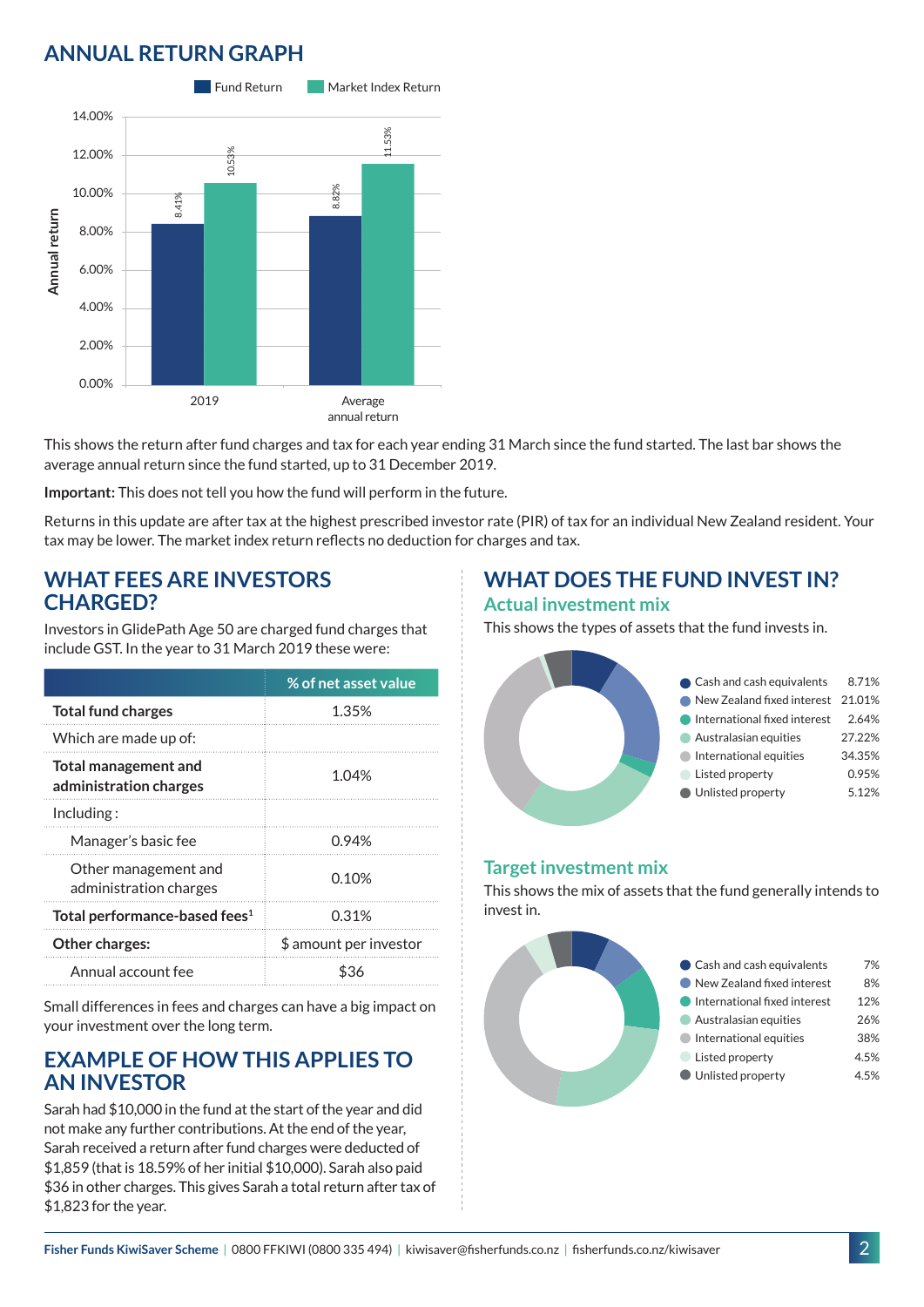## ANNUAL RETURN GRAPH

| | Fund Return | Market Index Return |
|---|---|---|
| 2019 | 8.41% | 10.53% |
| Average annual return | 8.82% | 11.53% |

This shows the return after fund charges and tax for each year ending 31 March since the fund started. The last bar shows the average annual return since the fund started, up to 31 December 2019.

**Important:** This does not tell you how the fund will perform in the future.

Returns in this update are after tax at the highest prescribed investor rate (PIR) of tax for an individual New Zealand resident. Your tax may be lower. The market index return reflects no deduction for charges and tax.

## WHAT FEES ARE INVESTORS CHARGED?

Investors in GlidePath Age 50 are charged fund charges that include GST. In the year to 31 March 2019 these were:

| | % of net asset value |
|---|---|
| **Total fund charges** | 1.35% |
| Which are made up of: | |
| **Total management and administration charges** | 1.04% |
| Including : | |
| Manager's basic fee | 0.94% |
| Other management and administration charges | 0.10% |
| **Total performance-based fees**[1] | 0.31% |
| **Other charges:** | $ amount per investor |
| Annual account fee | $36 |

Small differences in fees and charges can have a big impact on your investment over the long term.

## EXAMPLE OF HOW THIS APPLIES TO AN INVESTOR

Sarah had $10,000 in the fund at the start of the year and did not make any further contributions. At the end of the year, Sarah received a return after fund charges were deducted of $1,859 (that is 18.59% of her initial $10,000). Sarah also paid $36 in other charges. This gives Sarah a total return after tax of $1,823 for the year.

## WHAT DOES THE FUND INVEST IN?

### Actual investment mix

This shows the types of assets that the fund invests in.

| Asset | % |
|---|---|
| Cash and cash equivalents | 8.71% |
| New Zealand fixed interest | 21.01% |
| International fixed interest | 2.64% |
| Australasian equities | 27.22% |
| International equities | 34.35% |
| Listed property | 0.95% |
| Unlisted property | 5.12% |

### Target investment mix

This shows the mix of assets that the fund generally intends to invest in.

| Asset | % |
|---|---|
| Cash and cash equivalents | 7% |
| New Zealand fixed interest | 8% |
| International fixed interest | 12% |
| Australasian equities | 26% |
| International equities | 38% |
| Listed property | 4.5% |
| Unlisted property | 4.5% |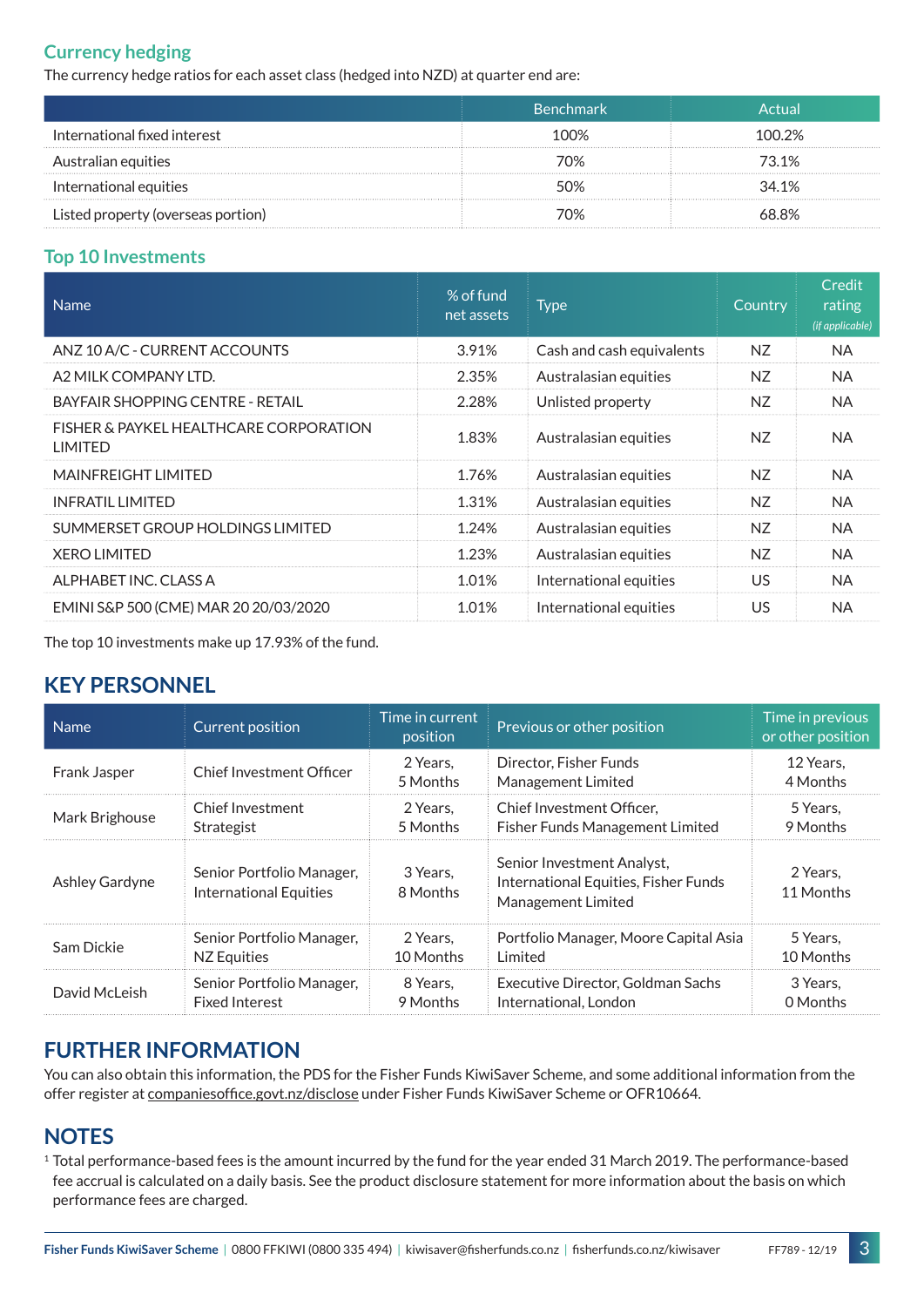## Currency hedging

The currency hedge ratios for each asset class (hedged into NZD) at quarter end are:

| | Benchmark | Actual |
|---|---|---|
| International fixed interest | 100% | 100.2% |
| Australian equities | 70% | 73.1% |
| International equities | 50% | 34.1% |
| Listed property (overseas portion) | 70% | 68.8% |

## Top 10 Investments

| Name | % of fund net assets | Type | Country | Credit rating *(if applicable)* |
|---|---|---|---|---|
| ANZ 10 A/C - CURRENT ACCOUNTS | 3.91% | Cash and cash equivalents | NZ | NA |
| A2 MILK COMPANY LTD. | 2.35% | Australasian equities | NZ | NA |
| BAYFAIR SHOPPING CENTRE - RETAIL | 2.28% | Unlisted property | NZ | NA |
| FISHER & PAYKEL HEALTHCARE CORPORATION LIMITED | 1.83% | Australasian equities | NZ | NA |
| MAINFREIGHT LIMITED | 1.76% | Australasian equities | NZ | NA |
| INFRATIL LIMITED | 1.31% | Australasian equities | NZ | NA |
| SUMMERSET GROUP HOLDINGS LIMITED | 1.24% | Australasian equities | NZ | NA |
| XERO LIMITED | 1.23% | Australasian equities | NZ | NA |
| ALPHABET INC. CLASS A | 1.01% | International equities | US | NA |
| EMINI S&P 500 (CME) MAR 20 20/03/2020 | 1.01% | International equities | US | NA |

The top 10 investments make up 17.93% of the fund.

## KEY PERSONNEL

| Name | Current position | Time in current position | Previous or other position | Time in previous or other position |
|---|---|---|---|---|
| Frank Jasper | Chief Investment Officer | 2 Years, 5 Months | Director, Fisher Funds Management Limited | 12 Years, 4 Months |
| Mark Brighouse | Chief Investment Strategist | 2 Years, 5 Months | Chief Investment Officer, Fisher Funds Management Limited | 5 Years, 9 Months |
| Ashley Gardyne | Senior Portfolio Manager, International Equities | 3 Years, 8 Months | Senior Investment Analyst, International Equities, Fisher Funds Management Limited | 2 Years, 11 Months |
| Sam Dickie | Senior Portfolio Manager, NZ Equities | 2 Years, 10 Months | Portfolio Manager, Moore Capital Asia Limited | 5 Years, 10 Months |
| David McLeish | Senior Portfolio Manager, Fixed Interest | 8 Years, 9 Months | Executive Director, Goldman Sachs International, London | 3 Years, 0 Months |

## FURTHER INFORMATION

You can also obtain this information, the PDS for the Fisher Funds KiwiSaver Scheme, and some additional information from the offer register at companiesoffice.govt.nz/disclose under Fisher Funds KiwiSaver Scheme or OFR10664.

## NOTES

[1] Total performance-based fees is the amount incurred by the fund for the year ended 31 March 2019. The performance-based fee accrual is calculated on a daily basis. See the product disclosure statement for more information about the basis on which performance fees are charged.

**Fisher Funds KiwiSaver Scheme** | 0800 FFKIWI (0800 335 494) | kiwisaver@fisherfunds.co.nz | fisherfunds.co.nz/kiwisaver FF789 - 12/19